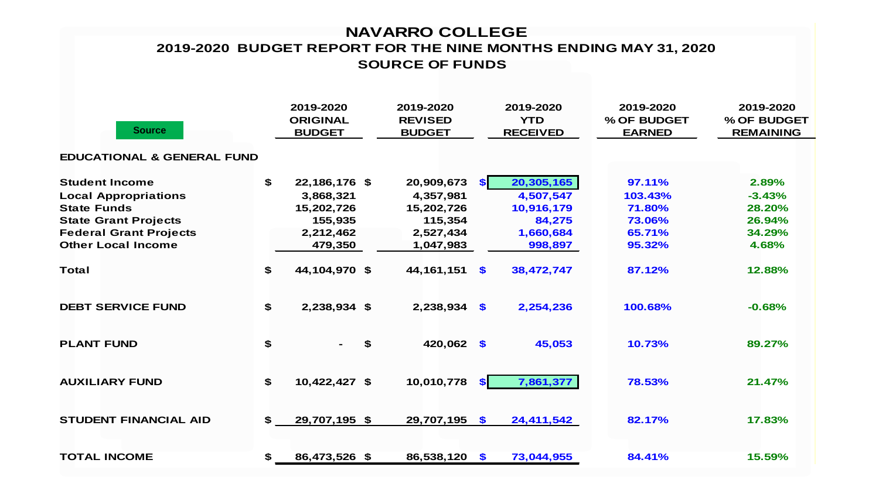# NAVARRO COLLEGE

## 2019-2020 BUDGET REPORT FOR THE NINE MONTHS ENDING MAY 31, 2020

## SOURCE OF FUNDS

| Source | 2019-2020 ORIGINAL BUDGET | 2019-2020 REVISED BUDGET | 2019-2020 YTD RECEIVED | 2019-2020 % OF BUDGET EARNED | 2019-2020 % OF BUDGET REMAINING |
|---|---|---|---|---|---|
| **EDUCATIONAL & GENERAL FUND** | | | | | |
| Student Income | $ 22,186,176 | $ 20,909,673 | $ 20,305,165 | 97.11% | 2.89% |
| Local Appropriations | 3,868,321 | 4,357,981 | 4,507,547 | 103.43% | -3.43% |
| State Funds | 15,202,726 | 15,202,726 | 10,916,179 | 71.80% | 28.20% |
| State Grant Projects | 155,935 | 115,354 | 84,275 | 73.06% | 26.94% |
| Federal Grant Projects | 2,212,462 | 2,527,434 | 1,660,684 | 65.71% | 34.29% |
| Other Local Income | 479,350 | 1,047,983 | 998,897 | 95.32% | 4.68% |
| Total | $ 44,104,970 | $ 44,161,151 | $ 38,472,747 | 87.12% | 12.88% |
| **DEBT SERVICE FUND** | $ 2,238,934 | $ 2,238,934 | $ 2,254,236 | 100.68% | -0.68% |
| **PLANT FUND** | $ - | $ 420,062 | $ 45,053 | 10.73% | 89.27% |
| **AUXILIARY FUND** | $ 10,422,427 | $ 10,010,778 | $ 7,861,377 | 78.53% | 21.47% |
| **STUDENT FINANCIAL AID** | $ 29,707,195 | $ 29,707,195 | $ 24,411,542 | 82.17% | 17.83% |
| **TOTAL INCOME** | $ 86,473,526 | $ 86,538,120 | $ 73,044,955 | 84.41% | 15.59% |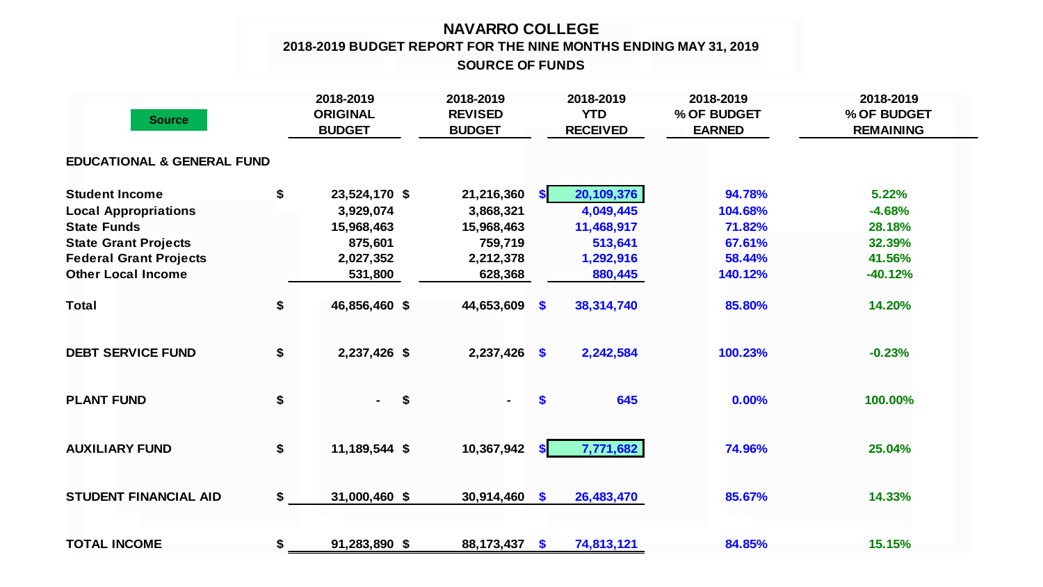# NAVARRO COLLEGE

## 2018-2019 BUDGET REPORT FOR THE NINE MONTHS ENDING MAY 31, 2019

### SOURCE OF FUNDS

| Source | 2018-2019 ORIGINAL BUDGET | 2018-2019 REVISED BUDGET | 2018-2019 YTD RECEIVED | 2018-2019 % OF BUDGET EARNED | 2018-2019 % OF BUDGET REMAINING |
|---|---|---|---|---|---|
| **EDUCATIONAL & GENERAL FUND** | | | | | |
| **Student Income** | $ 23,524,170 | $ 21,216,360 | $ 20,109,376 | 94.78% | 5.22% |
| **Local Appropriations** | 3,929,074 | 3,868,321 | 4,049,445 | 104.68% | -4.68% |
| **State Funds** | 15,968,463 | 15,968,463 | 11,468,917 | 71.82% | 28.18% |
| **State Grant Projects** | 875,601 | 759,719 | 513,641 | 67.61% | 32.39% |
| **Federal Grant Projects** | 2,027,352 | 2,212,378 | 1,292,916 | 58.44% | 41.56% |
| **Other Local Income** | 531,800 | 628,368 | 880,445 | 140.12% | -40.12% |
| **Total** | $ 46,856,460 | $ 44,653,609 | $ 38,314,740 | 85.80% | 14.20% |
| **DEBT SERVICE FUND** | $ 2,237,426 | $ 2,237,426 | $ 2,242,584 | 100.23% | -0.23% |
| **PLANT FUND** | $ - | $ - | $ 645 | 0.00% | 100.00% |
| **AUXILIARY FUND** | $ 11,189,544 | $ 10,367,942 | $ 7,771,682 | 74.96% | 25.04% |
| **STUDENT FINANCIAL AID** | $ 31,000,460 | $ 30,914,460 | $ 26,483,470 | 85.67% | 14.33% |
| **TOTAL INCOME** | $ 91,283,890 | $ 88,173,437 | $ 74,813,121 | 84.85% | 15.15% |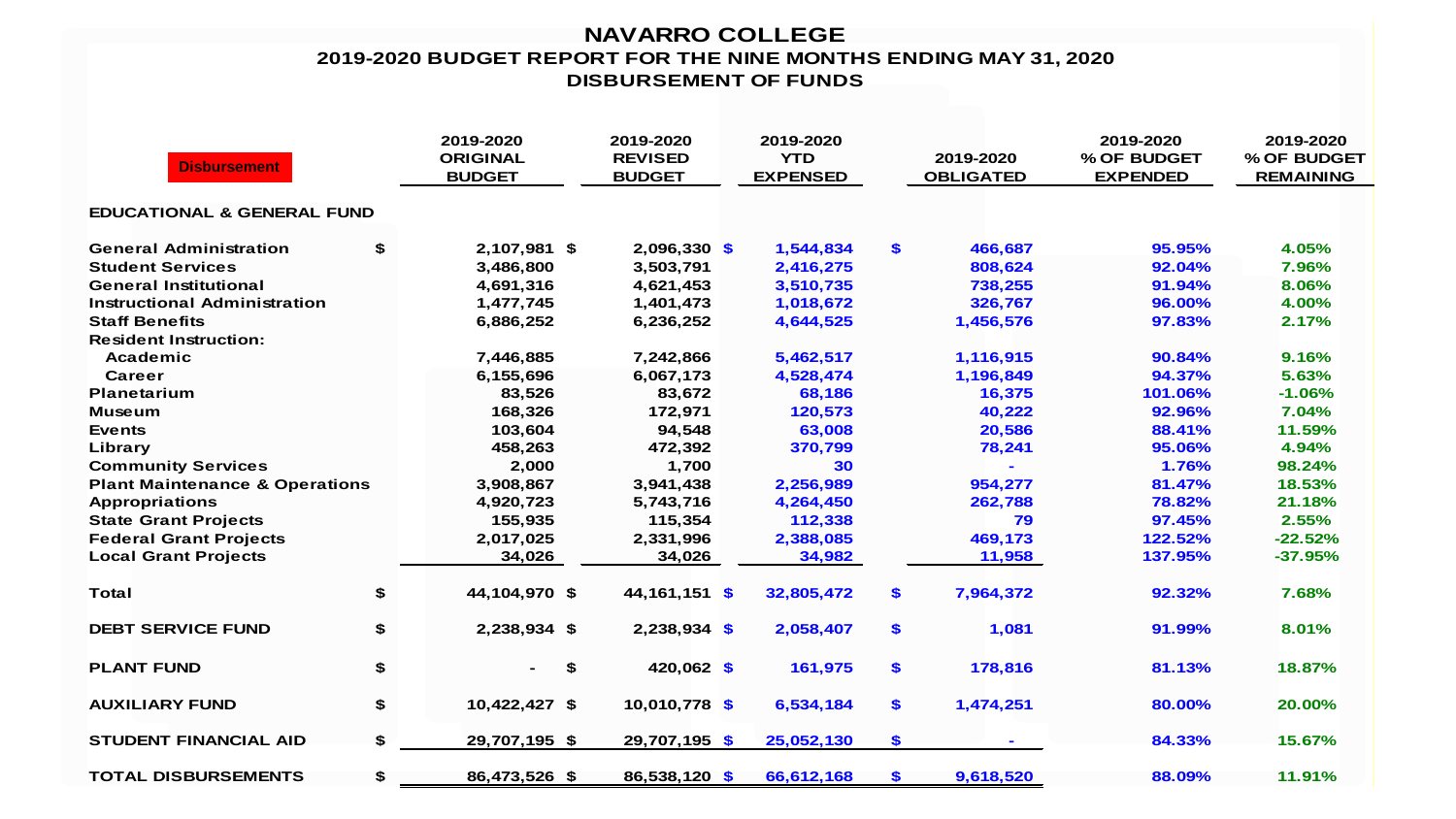# NAVARRO COLLEGE

## 2019-2020 BUDGET REPORT FOR THE NINE MONTHS ENDING MAY 31, 2020

## DISBURSEMENT OF FUNDS

| Disbursement | 2019-2020 ORIGINAL BUDGET | 2019-2020 REVISED BUDGET | 2019-2020 YTD EXPENSED | 2019-2020 OBLIGATED | 2019-2020 % OF BUDGET EXPENDED | 2019-2020 % OF BUDGET REMAINING |
|---|---|---|---|---|---|---|
| **EDUCATIONAL & GENERAL FUND** | | | | | | |
| General Administration | $ 2,107,981 | $ 2,096,330 | $ 1,544,834 | $ 466,687 | 95.95% | 4.05% |
| Student Services | 3,486,800 | 3,503,791 | 2,416,275 | 808,624 | 92.04% | 7.96% |
| General Institutional | 4,691,316 | 4,621,453 | 3,510,735 | 738,255 | 91.94% | 8.06% |
| Instructional Administration | 1,477,745 | 1,401,473 | 1,018,672 | 326,767 | 96.00% | 4.00% |
| Staff Benefits | 6,886,252 | 6,236,252 | 4,644,525 | 1,456,576 | 97.83% | 2.17% |
| Resident Instruction: | | | | | | |
| Academic | 7,446,885 | 7,242,866 | 5,462,517 | 1,116,915 | 90.84% | 9.16% |
| Career | 6,155,696 | 6,067,173 | 4,528,474 | 1,196,849 | 94.37% | 5.63% |
| Planetarium | 83,526 | 83,672 | 68,186 | 16,375 | 101.06% | -1.06% |
| Museum | 168,326 | 172,971 | 120,573 | 40,222 | 92.96% | 7.04% |
| Events | 103,604 | 94,548 | 63,008 | 20,586 | 88.41% | 11.59% |
| Library | 458,263 | 472,392 | 370,799 | 78,241 | 95.06% | 4.94% |
| Community Services | 2,000 | 1,700 | 30 | - | 1.76% | 98.24% |
| Plant Maintenance & Operations | 3,908,867 | 3,941,438 | 2,256,989 | 954,277 | 81.47% | 18.53% |
| Appropriations | 4,920,723 | 5,743,716 | 4,264,450 | 262,788 | 78.82% | 21.18% |
| State Grant Projects | 155,935 | 115,354 | 112,338 | 79 | 97.45% | 2.55% |
| Federal Grant Projects | 2,017,025 | 2,331,996 | 2,388,085 | 469,173 | 122.52% | -22.52% |
| Local Grant Projects | 34,026 | 34,026 | 34,982 | 11,958 | 137.95% | -37.95% |
| **Total** | $ 44,104,970 | $ 44,161,151 | $ 32,805,472 | $ 7,964,372 | 92.32% | 7.68% |
| **DEBT SERVICE FUND** | $ 2,238,934 | $ 2,238,934 | $ 2,058,407 | $ 1,081 | 91.99% | 8.01% |
| **PLANT FUND** | $ - | $ 420,062 | $ 161,975 | $ 178,816 | 81.13% | 18.87% |
| **AUXILIARY FUND** | $ 10,422,427 | $ 10,010,778 | $ 6,534,184 | $ 1,474,251 | 80.00% | 20.00% |
| **STUDENT FINANCIAL AID** | $ 29,707,195 | $ 29,707,195 | $ 25,052,130 | $ - | 84.33% | 15.67% |
| **TOTAL DISBURSEMENTS** | $ 86,473,526 | $ 86,538,120 | $ 66,612,168 | $ 9,618,520 | 88.09% | 11.91% |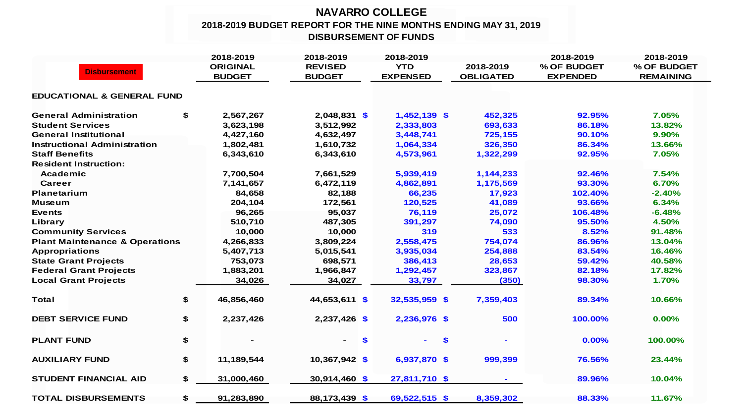# NAVARRO COLLEGE

## 2018-2019 BUDGET REPORT FOR THE NINE MONTHS ENDING MAY 31, 2019

## DISBURSEMENT OF FUNDS

| Disbursement | 2018-2019 ORIGINAL BUDGET | 2018-2019 REVISED BUDGET | 2018-2019 YTD EXPENSED | 2018-2019 OBLIGATED | 2018-2019 % OF BUDGET EXPENDED | 2018-2019 % OF BUDGET REMAINING |
|---|---|---|---|---|---|---|
| **EDUCATIONAL & GENERAL FUND** | | | | | | |
| General Administration | $ 2,567,267 | 2,048,831 | $ 1,452,139 | $ 452,325 | 92.95% | 7.05% |
| Student Services | 3,623,198 | 3,512,992 | 2,333,803 | 693,633 | 86.18% | 13.82% |
| General Institutional | 4,427,160 | 4,632,497 | 3,448,741 | 725,155 | 90.10% | 9.90% |
| Instructional Administration | 1,802,481 | 1,610,732 | 1,064,334 | 326,350 | 86.34% | 13.66% |
| Staff Benefits | 6,343,610 | 6,343,610 | 4,573,961 | 1,322,299 | 92.95% | 7.05% |
| Resident Instruction: | | | | | | |
| Academic | 7,700,504 | 7,661,529 | 5,939,419 | 1,144,233 | 92.46% | 7.54% |
| Career | 7,141,657 | 6,472,119 | 4,862,891 | 1,175,569 | 93.30% | 6.70% |
| Planetarium | 84,658 | 82,188 | 66,235 | 17,923 | 102.40% | -2.40% |
| Museum | 204,104 | 172,561 | 120,525 | 41,089 | 93.66% | 6.34% |
| Events | 96,265 | 95,037 | 76,119 | 25,072 | 106.48% | -6.48% |
| Library | 510,710 | 487,305 | 391,297 | 74,090 | 95.50% | 4.50% |
| Community Services | 10,000 | 10,000 | 319 | 533 | 8.52% | 91.48% |
| Plant Maintenance & Operations | 4,266,833 | 3,809,224 | 2,558,475 | 754,074 | 86.96% | 13.04% |
| Appropriations | 5,407,713 | 5,015,541 | 3,935,034 | 254,888 | 83.54% | 16.46% |
| State Grant Projects | 753,073 | 698,571 | 386,413 | 28,653 | 59.42% | 40.58% |
| Federal Grant Projects | 1,883,201 | 1,966,847 | 1,292,457 | 323,867 | 82.18% | 17.82% |
| Local Grant Projects | 34,026 | 34,027 | 33,797 | (350) | 98.30% | 1.70% |
| **Total** | $ 46,856,460 | 44,653,611 | $ 32,535,959 | $ 7,359,403 | 89.34% | 10.66% |
| **DEBT SERVICE FUND** | $ 2,237,426 | 2,237,426 | $ 2,236,976 | $ 500 | 100.00% | 0.00% |
| **PLANT FUND** | $ - | - | $ - | $ - | 0.00% | 100.00% |
| **AUXILIARY FUND** | $ 11,189,544 | 10,367,942 | $ 6,937,870 | $ 999,399 | 76.56% | 23.44% |
| **STUDENT FINANCIAL AID** | $ 31,000,460 | 30,914,460 | $ 27,811,710 | $ - | 89.96% | 10.04% |
| **TOTAL DISBURSEMENTS** | $ 91,283,890 | 88,173,439 | $ 69,522,515 | $ 8,359,302 | 88.33% | 11.67% |